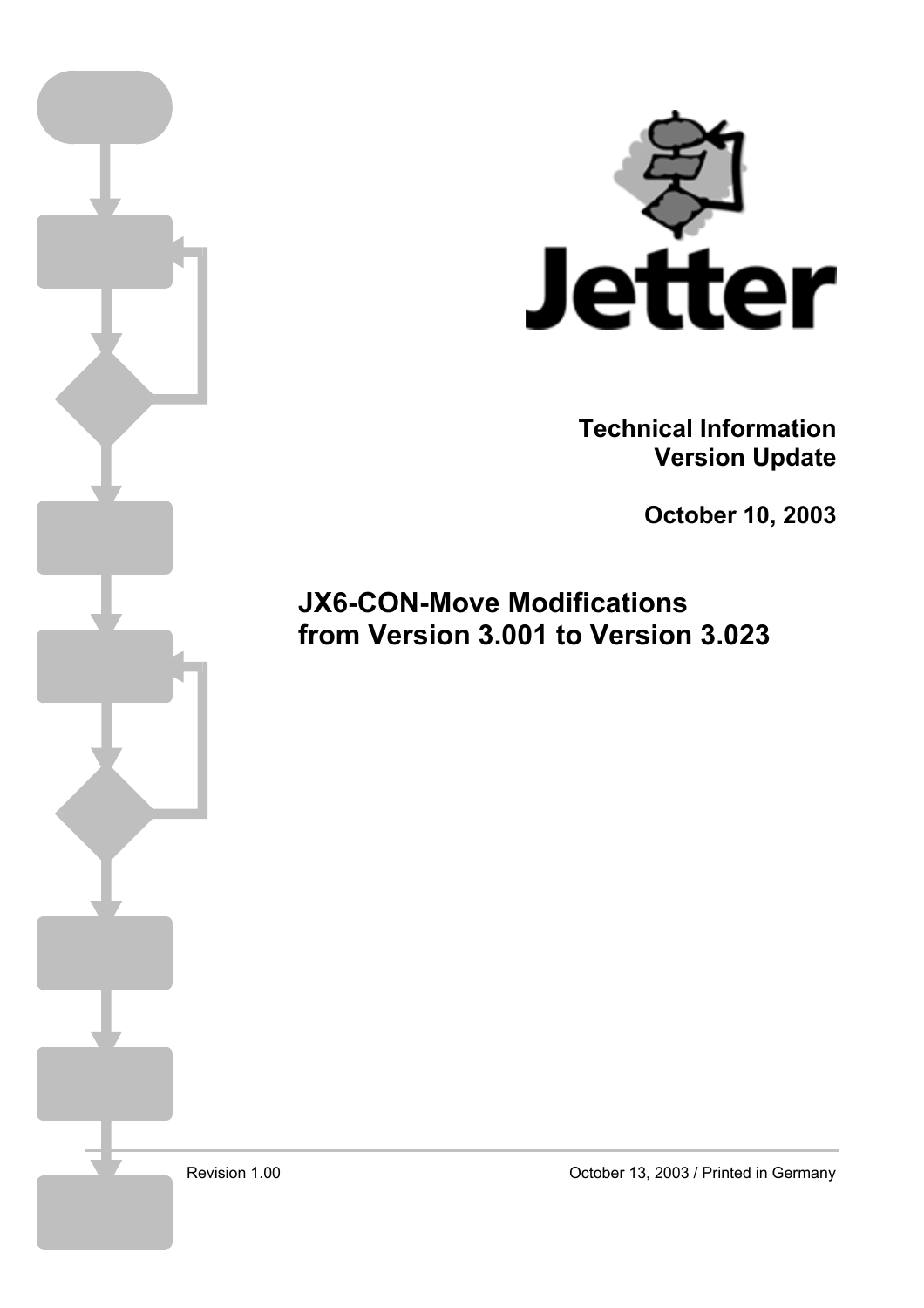Jetter

**Technical Information**
**Version Update**

**October 10, 2003**

# JX6-CON-Move Modifications from Version 3.001 to Version 3.023

Revision 1.00

October 13, 2003 / Printed in Germany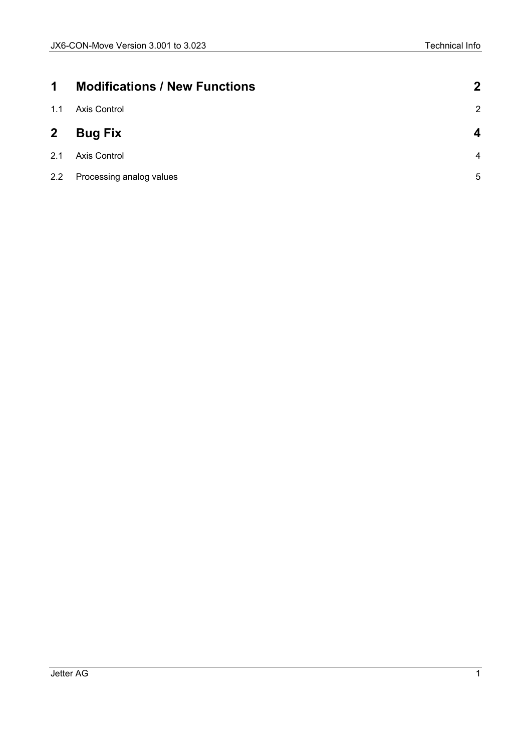| | | |
|---|---|---|
| **1** | **Modifications / New Functions** | **2** |
| 1.1 | Axis Control | 2 |
| **2** | **Bug Fix** | **4** |
| 2.1 | Axis Control | 4 |
| 2.2 | Processing analog values | 5 |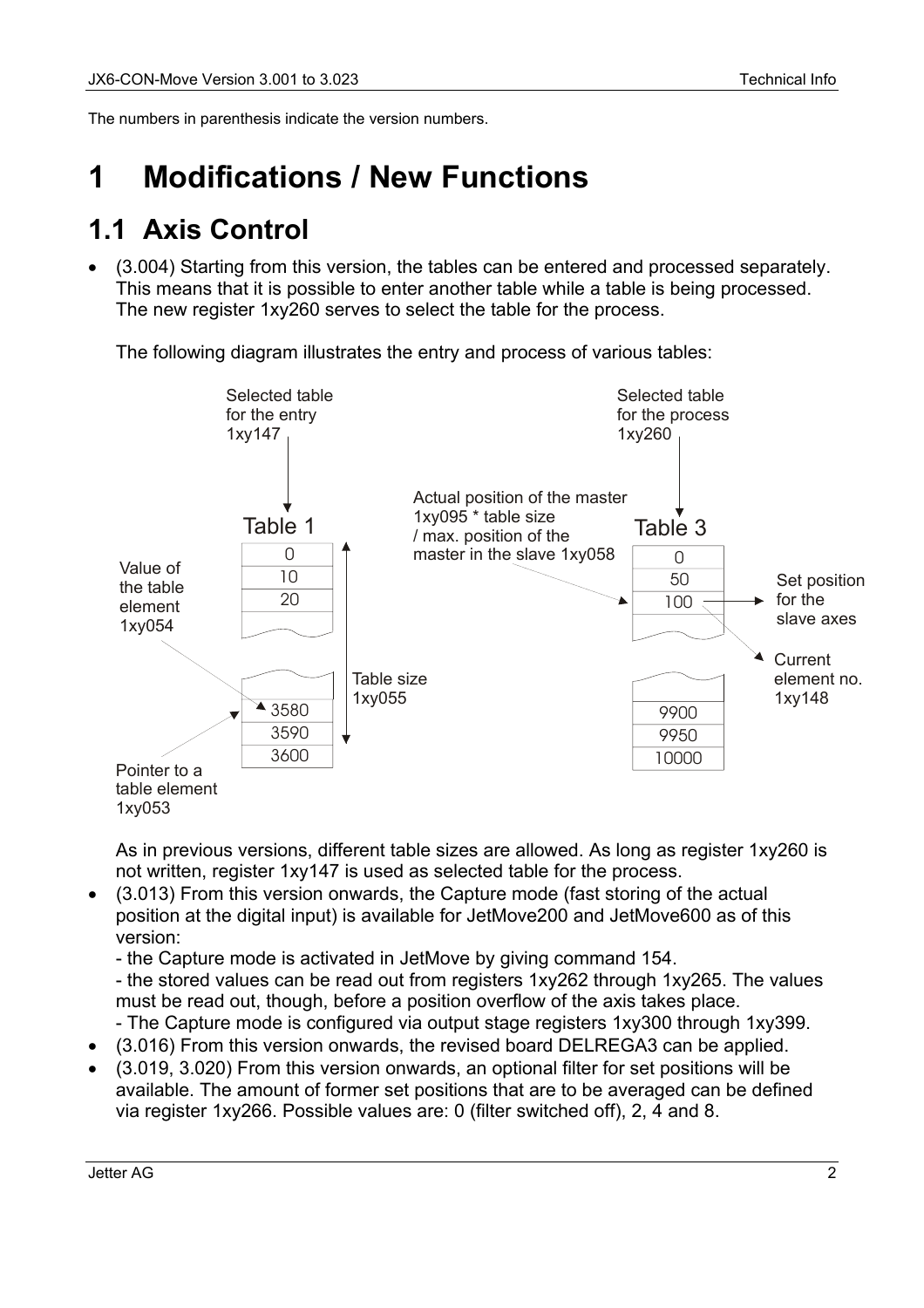The numbers in parenthesis indicate the version numbers.

# 1 Modifications / New Functions

## 1.1 Axis Control

- (3.004) Starting from this version, the tables can be entered and processed separately. This means that it is possible to enter another table while a table is being processed. The new register 1xy260 serves to select the table for the process.

  The following diagram illustrates the entry and process of various tables:

  Selected table for the entry 1xy147

  Selected table for the process 1xy260

  Table 1

  | |
  |---|
  | 0 |
  | 10 |
  | 20 |
  | ... |
  | 3580 |
  | 3590 |
  | 3600 |

  Value of the table element 1xy054

  Pointer to a table element 1xy053

  Table size 1xy055

  Actual position of the master 1xy095 * table size / max. position of the master in the slave 1xy058

  Table 3

  | |
  |---|
  | 0 |
  | 50 |
  | 100 |
  | ... |
  | 9900 |
  | 9950 |
  | 10000 |

  Set position for the slave axes

  Current element no. 1xy148

  As in previous versions, different table sizes are allowed. As long as register 1xy260 is not written, register 1xy147 is used as selected table for the process.

- (3.013) From this version onwards, the Capture mode (fast storing of the actual position at the digital input) is available for JetMove200 and JetMove600 as of this version:
  - the Capture mode is activated in JetMove by giving command 154.
  - the stored values can be read out from registers 1xy262 through 1xy265. The values must be read out, though, before a position overflow of the axis takes place.
  - The Capture mode is configured via output stage registers 1xy300 through 1xy399.
- (3.016) From this version onwards, the revised board DELREGA3 can be applied.
- (3.019, 3.020) From this version onwards, an optional filter for set positions will be available. The amount of former set positions that are to be averaged can be defined via register 1xy266. Possible values are: 0 (filter switched off), 2, 4 and 8.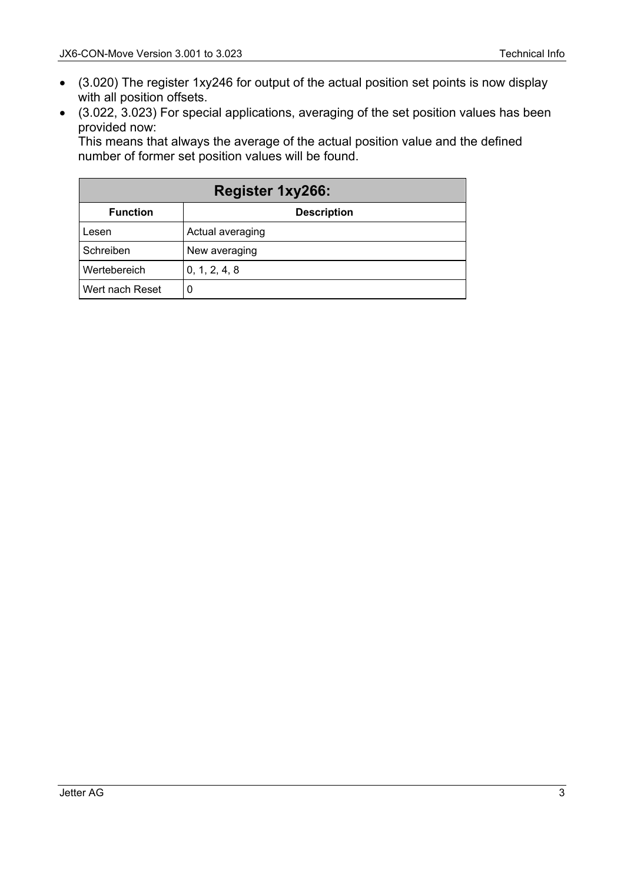- (3.020) The register 1xy246 for output of the actual position set points is now display with all position offsets.
- (3.022, 3.023) For special applications, averaging of the set position values has been provided now:
  This means that always the average of the actual position value and the defined number of former set position values will be found.

| Register 1xy266: | |
|---|---|
| **Function** | **Description** |
| Lesen | Actual averaging |
| Schreiben | New averaging |
| Wertebereich | 0, 1, 2, 4, 8 |
| Wert nach Reset | 0 |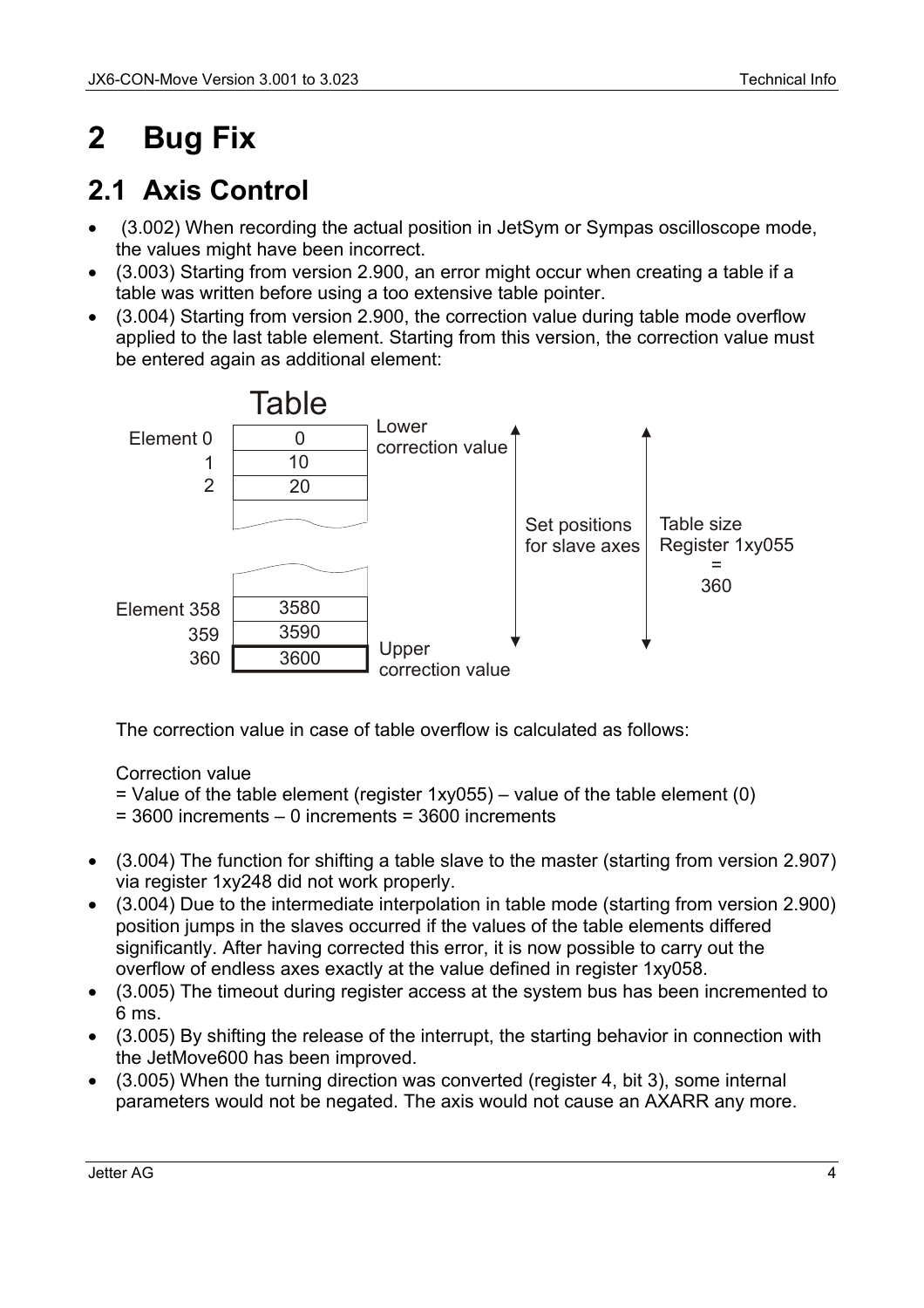# 2 Bug Fix

## 2.1 Axis Control

- (3.002) When recording the actual position in JetSym or Sympas oscilloscope mode, the values might have been incorrect.
- (3.003) Starting from version 2.900, an error might occur when creating a table if a table was written before using a too extensive table pointer.
- (3.004) Starting from version 2.900, the correction value during table mode overflow applied to the last table element. Starting from this version, the correction value must be entered again as additional element:

Table

| Element | Value | |
|---|---|---|
| Element 0 | 0 | Lower correction value |
| 1 | 10 | |
| 2 | 20 | |
| ... | ... | |
| Element 358 | 3580 | |
| 359 | 3590 | |
| 360 | 3600 | Upper correction value |

Set positions for slave axes (elements 0 to 359)

Table size Register 1xy055 = 360

The correction value in case of table overflow is calculated as follows:

Correction value
= Value of the table element (register 1xy055) – value of the table element (0)
= 3600 increments – 0 increments = 3600 increments

- (3.004) The function for shifting a table slave to the master (starting from version 2.907) via register 1xy248 did not work properly.
- (3.004) Due to the intermediate interpolation in table mode (starting from version 2.900) position jumps in the slaves occurred if the values of the table elements differed significantly. After having corrected this error, it is now possible to carry out the overflow of endless axes exactly at the value defined in register 1xy058.
- (3.005) The timeout during register access at the system bus has been incremented to 6 ms.
- (3.005) By shifting the release of the interrupt, the starting behavior in connection with the JetMove600 has been improved.
- (3.005) When the turning direction was converted (register 4, bit 3), some internal parameters would not be negated. The axis would not cause an AXARR any more.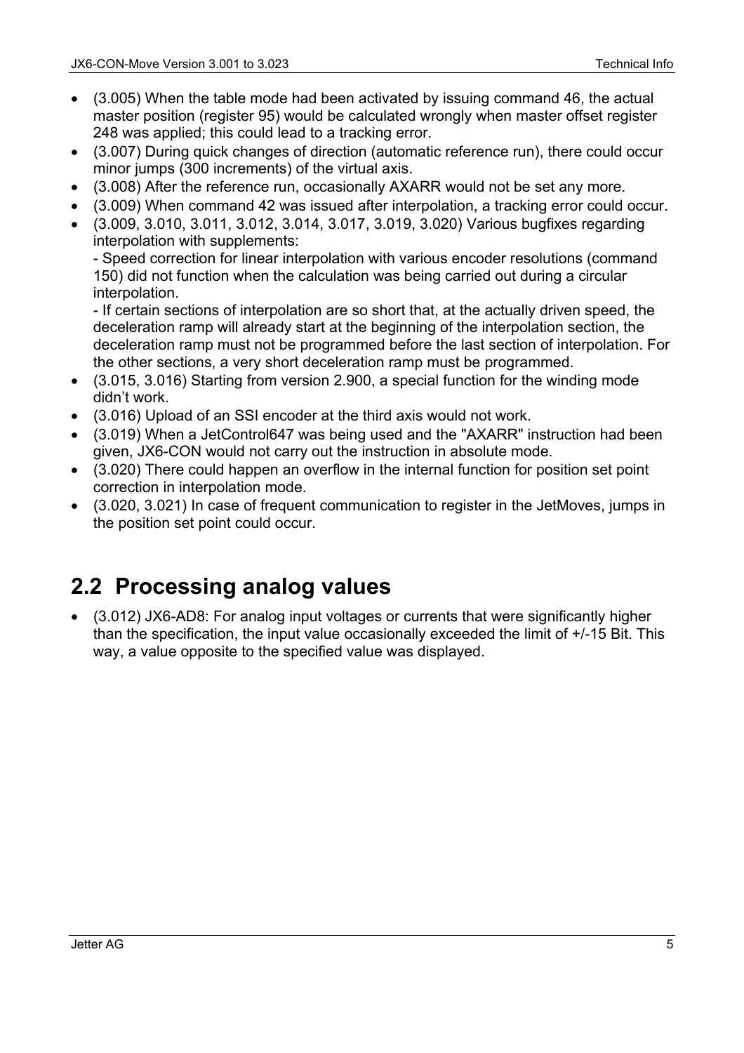- (3.005) When the table mode had been activated by issuing command 46, the actual master position (register 95) would be calculated wrongly when master offset register 248 was applied; this could lead to a tracking error.
- (3.007) During quick changes of direction (automatic reference run), there could occur minor jumps (300 increments) of the virtual axis.
- (3.008) After the reference run, occasionally AXARR would not be set any more.
- (3.009) When command 42 was issued after interpolation, a tracking error could occur.
- (3.009, 3.010, 3.011, 3.012, 3.014, 3.017, 3.019, 3.020) Various bugfixes regarding interpolation with supplements:
  - Speed correction for linear interpolation with various encoder resolutions (command 150) did not function when the calculation was being carried out during a circular interpolation.
  - If certain sections of interpolation are so short that, at the actually driven speed, the deceleration ramp will already start at the beginning of the interpolation section, the deceleration ramp must not be programmed before the last section of interpolation. For the other sections, a very short deceleration ramp must be programmed.
- (3.015, 3.016) Starting from version 2.900, a special function for the winding mode didn't work.
- (3.016) Upload of an SSI encoder at the third axis would not work.
- (3.019) When a JetControl647 was being used and the "AXARR" instruction had been given, JX6-CON would not carry out the instruction in absolute mode.
- (3.020) There could happen an overflow in the internal function for position set point correction in interpolation mode.
- (3.020, 3.021) In case of frequent communication to register in the JetMoves, jumps in the position set point could occur.

## 2.2 Processing analog values

- (3.012) JX6-AD8: For analog input voltages or currents that were significantly higher than the specification, the input value occasionally exceeded the limit of +/-15 Bit. This way, a value opposite to the specified value was displayed.